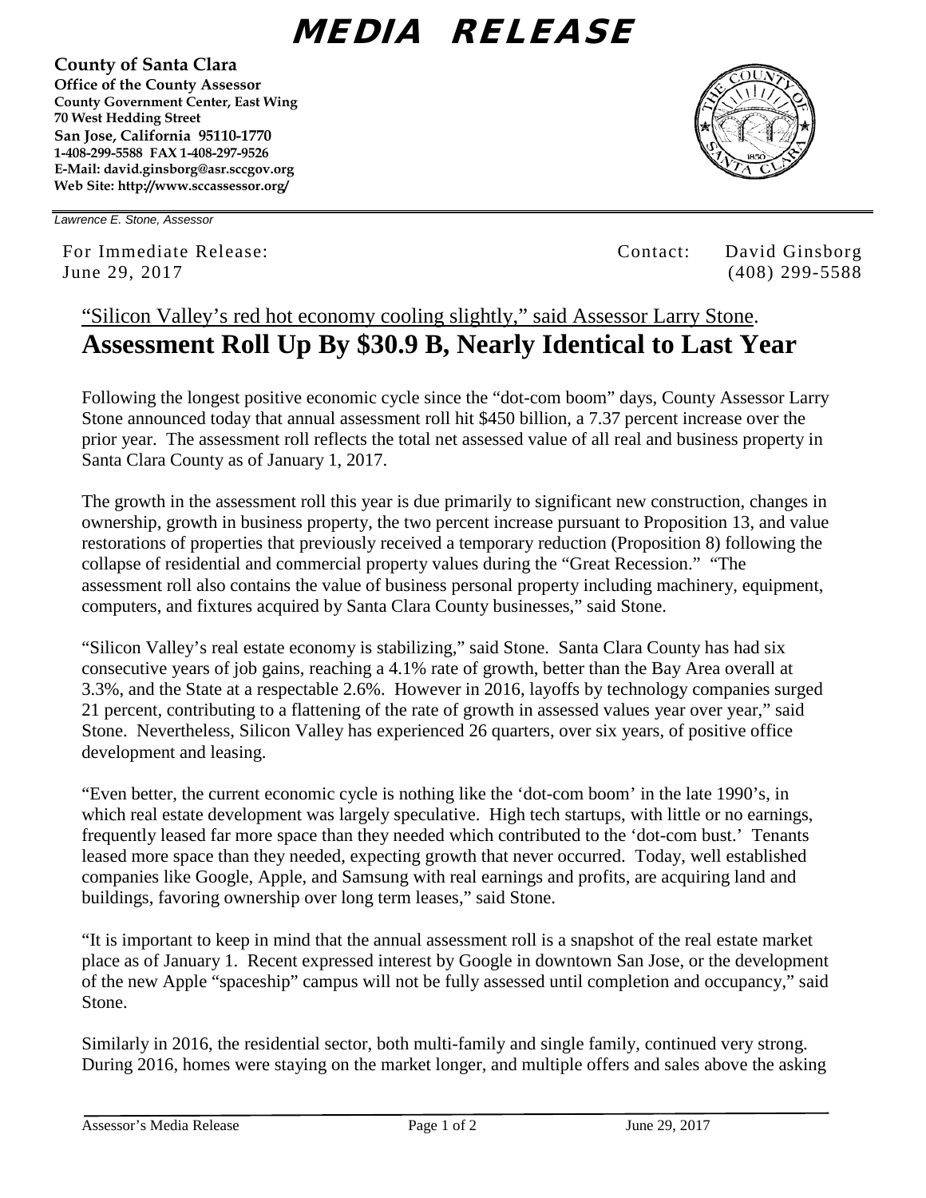# MEDIA RELEASE

**County of Santa Clara**
**Office of the County Assessor**
**County Government Center, East Wing**
**70 West Hedding Street**
**San Jose, California 95110-1770**
**1-408-299-5588 FAX 1-408-297-9526**
**E-Mail: david.ginsborg@asr.sccgov.org**
**Web Site: http://www.sccassessor.org/**

*Lawrence E. Stone, Assessor*

For Immediate Release:
June 29, 2017

Contact: David Ginsborg
(408) 299-5588

“Silicon Valley’s red hot economy cooling slightly,” said Assessor Larry Stone.

## Assessment Roll Up By $30.9 B, Nearly Identical to Last Year

Following the longest positive economic cycle since the “dot-com boom” days, County Assessor Larry Stone announced today that annual assessment roll hit $450 billion, a 7.37 percent increase over the prior year. The assessment roll reflects the total net assessed value of all real and business property in Santa Clara County as of January 1, 2017.

The growth in the assessment roll this year is due primarily to significant new construction, changes in ownership, growth in business property, the two percent increase pursuant to Proposition 13, and value restorations of properties that previously received a temporary reduction (Proposition 8) following the collapse of residential and commercial property values during the “Great Recession.” “The assessment roll also contains the value of business personal property including machinery, equipment, computers, and fixtures acquired by Santa Clara County businesses,” said Stone.

“Silicon Valley’s real estate economy is stabilizing,” said Stone. Santa Clara County has had six consecutive years of job gains, reaching a 4.1% rate of growth, better than the Bay Area overall at 3.3%, and the State at a respectable 2.6%. However in 2016, layoffs by technology companies surged 21 percent, contributing to a flattening of the rate of growth in assessed values year over year,” said Stone. Nevertheless, Silicon Valley has experienced 26 quarters, over six years, of positive office development and leasing.

“Even better, the current economic cycle is nothing like the ‘dot-com boom’ in the late 1990’s, in which real estate development was largely speculative. High tech startups, with little or no earnings, frequently leased far more space than they needed which contributed to the ‘dot-com bust.’ Tenants leased more space than they needed, expecting growth that never occurred. Today, well established companies like Google, Apple, and Samsung with real earnings and profits, are acquiring land and buildings, favoring ownership over long term leases,” said Stone.

“It is important to keep in mind that the annual assessment roll is a snapshot of the real estate market place as of January 1. Recent expressed interest by Google in downtown San Jose, or the development of the new Apple “spaceship” campus will not be fully assessed until completion and occupancy,” said Stone.

Similarly in 2016, the residential sector, both multi-family and single family, continued very strong. During 2016, homes were staying on the market longer, and multiple offers and sales above the asking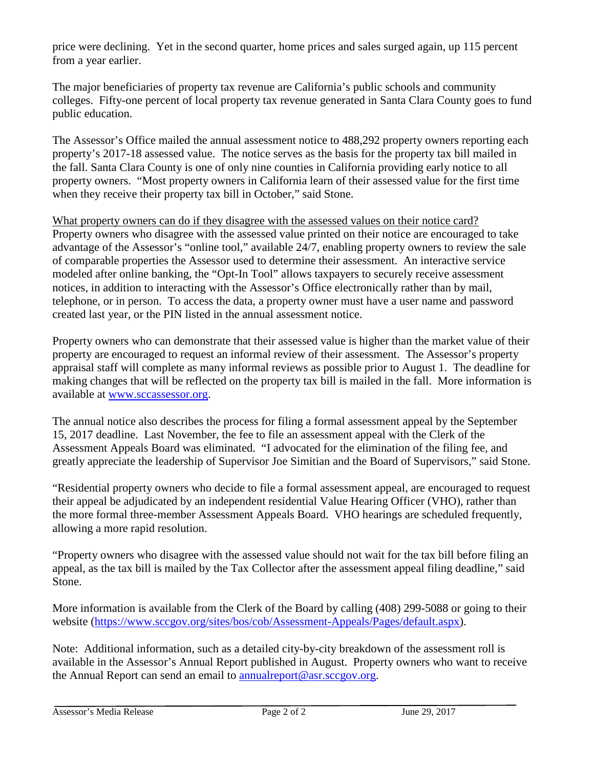price were declining. Yet in the second quarter, home prices and sales surged again, up 115 percent from a year earlier.

The major beneficiaries of property tax revenue are California's public schools and community colleges. Fifty-one percent of local property tax revenue generated in Santa Clara County goes to fund public education.

The Assessor's Office mailed the annual assessment notice to 488,292 property owners reporting each property's 2017-18 assessed value. The notice serves as the basis for the property tax bill mailed in the fall. Santa Clara County is one of only nine counties in California providing early notice to all property owners. "Most property owners in California learn of their assessed value for the first time when they receive their property tax bill in October," said Stone.

<u>What property owners can do if they disagree with the assessed values on their notice card?</u>
Property owners who disagree with the assessed value printed on their notice are encouraged to take advantage of the Assessor's "online tool," available 24/7, enabling property owners to review the sale of comparable properties the Assessor used to determine their assessment. An interactive service modeled after online banking, the "Opt-In Tool" allows taxpayers to securely receive assessment notices, in addition to interacting with the Assessor's Office electronically rather than by mail, telephone, or in person. To access the data, a property owner must have a user name and password created last year, or the PIN listed in the annual assessment notice.

Property owners who can demonstrate that their assessed value is higher than the market value of their property are encouraged to request an informal review of their assessment. The Assessor's property appraisal staff will complete as many informal reviews as possible prior to August 1. The deadline for making changes that will be reflected on the property tax bill is mailed in the fall. More information is available at [www.sccassessor.org](http://www.sccassessor.org).

The annual notice also describes the process for filing a formal assessment appeal by the September 15, 2017 deadline. Last November, the fee to file an assessment appeal with the Clerk of the Assessment Appeals Board was eliminated. "I advocated for the elimination of the filing fee, and greatly appreciate the leadership of Supervisor Joe Simitian and the Board of Supervisors," said Stone.

"Residential property owners who decide to file a formal assessment appeal, are encouraged to request their appeal be adjudicated by an independent residential Value Hearing Officer (VHO), rather than the more formal three-member Assessment Appeals Board. VHO hearings are scheduled frequently, allowing a more rapid resolution.

"Property owners who disagree with the assessed value should not wait for the tax bill before filing an appeal, as the tax bill is mailed by the Tax Collector after the assessment appeal filing deadline," said Stone.

More information is available from the Clerk of the Board by calling (408) 299-5088 or going to their website ([https://www.sccgov.org/sites/bos/cob/Assessment-Appeals/Pages/default.aspx](https://www.sccgov.org/sites/bos/cob/Assessment-Appeals/Pages/default.aspx)).

Note: Additional information, such as a detailed city-by-city breakdown of the assessment roll is available in the Assessor's Annual Report published in August. Property owners who want to receive the Annual Report can send an email to [annualreport@asr.sccgov.org](mailto:annualreport@asr.sccgov.org).